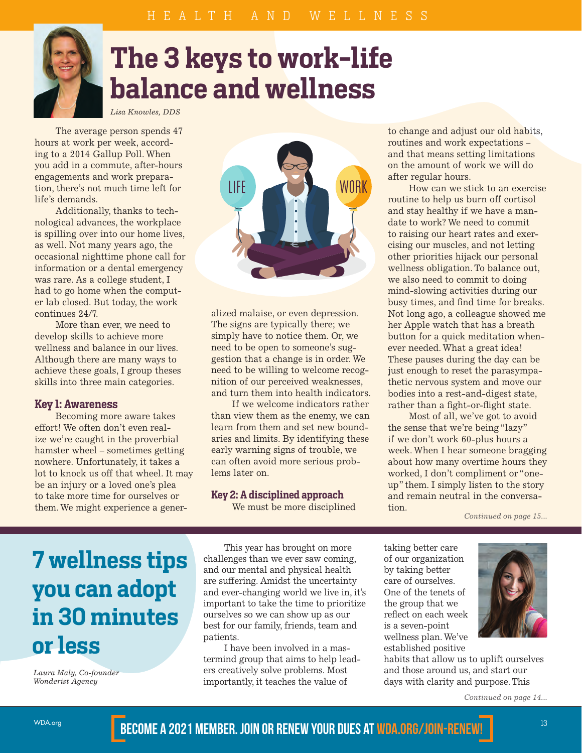# The 3 keys to work-life balance and wellness

*Lisa Knowles, DDS*

The average person spends 47 hours at work per week, according to a 2014 Gallup Poll. When you add in a commute, after-hours engagements and work preparation, there's not much time left for life's demands.

Additionally, thanks to technological advances, the workplace is spilling over into our home lives, as well. Not many years ago, the occasional nighttime phone call for information or a dental emergency was rare. As a college student, I had to go home when the computer lab closed. But today, the work continues 24/7.

More than ever, we need to develop skills to achieve more wellness and balance in our lives. Although there are many ways to achieve these goals, I group theses skills into three main categories.

### Key 1: Awareness

Becoming more aware takes effort! We often don't even realize we're caught in the proverbial hamster wheel – sometimes getting nowhere. Unfortunately, it takes a lot to knock us off that wheel. It may be an injury or a loved one's plea to take more time for ourselves or them. We might experience a generalized malaise, or even depression. The signs are typically there; we simply have to notice them. Or, we need to be open to someone's suggestion that a change is in order. We need to be willing to welcome recognition of our perceived weaknesses, and turn them into health indicators.

If we welcome indicators rather than view them as the enemy, we can learn from them and set new boundaries and limits. By identifying these early warning signs of trouble, we can often avoid more serious problems later on.

### Key 2: A disciplined approach

We must be more disciplined to change and adjust our old habits, routines and work expectations – and that means setting limitations on the amount of work we will do after regular hours.

How can we stick to an exercise routine to help us burn off cortisol and stay healthy if we have a mandate to work? We need to commit to raising our heart rates and exercising our muscles, and not letting other priorities hijack our personal wellness obligation. To balance out, we also need to commit to doing mind-slowing activities during our busy times, and find time for breaks. Not long ago, a colleague showed me her Apple watch that has a breath button for a quick meditation whenever needed. What a great idea! These pauses during the day can be just enough to reset the parasympathetic nervous system and move our bodies into a rest-and-digest state, rather than a fight-or-flight state.

Most of all, we've got to avoid the sense that we're being "lazy" if we don't work 60-plus hours a week. When I hear someone bragging about how many overtime hours they worked, I don't compliment or "one-up" them. I simply listen to the story and remain neutral in the conversation.

*Continued on page 15...*

# 7 wellness tips you can adopt in 30 minutes or less

*Laura Maly, Co-founder Wonderist Agency*

This year has brought on more challenges than we ever saw coming, and our mental and physical health are suffering. Amidst the uncertainty and ever-changing world we live in, it's important to take the time to prioritize ourselves so we can show up as our best for our family, friends, team and patients.

I have been involved in a mastermind group that aims to help leaders creatively solve problems. Most importantly, it teaches the value of taking better care of our organization by taking better care of ourselves. One of the tenets of the group that we reflect on each week is a seven-point wellness plan. We've established positive habits that allow us to uplift ourselves and those around us, and start our days with clarity and purpose. This

*Continued on page 14...*

**BECOME A 2021 MEMBER. JOIN OR RENEW YOUR DUES AT WDA.ORG/JOIN-RENEW!**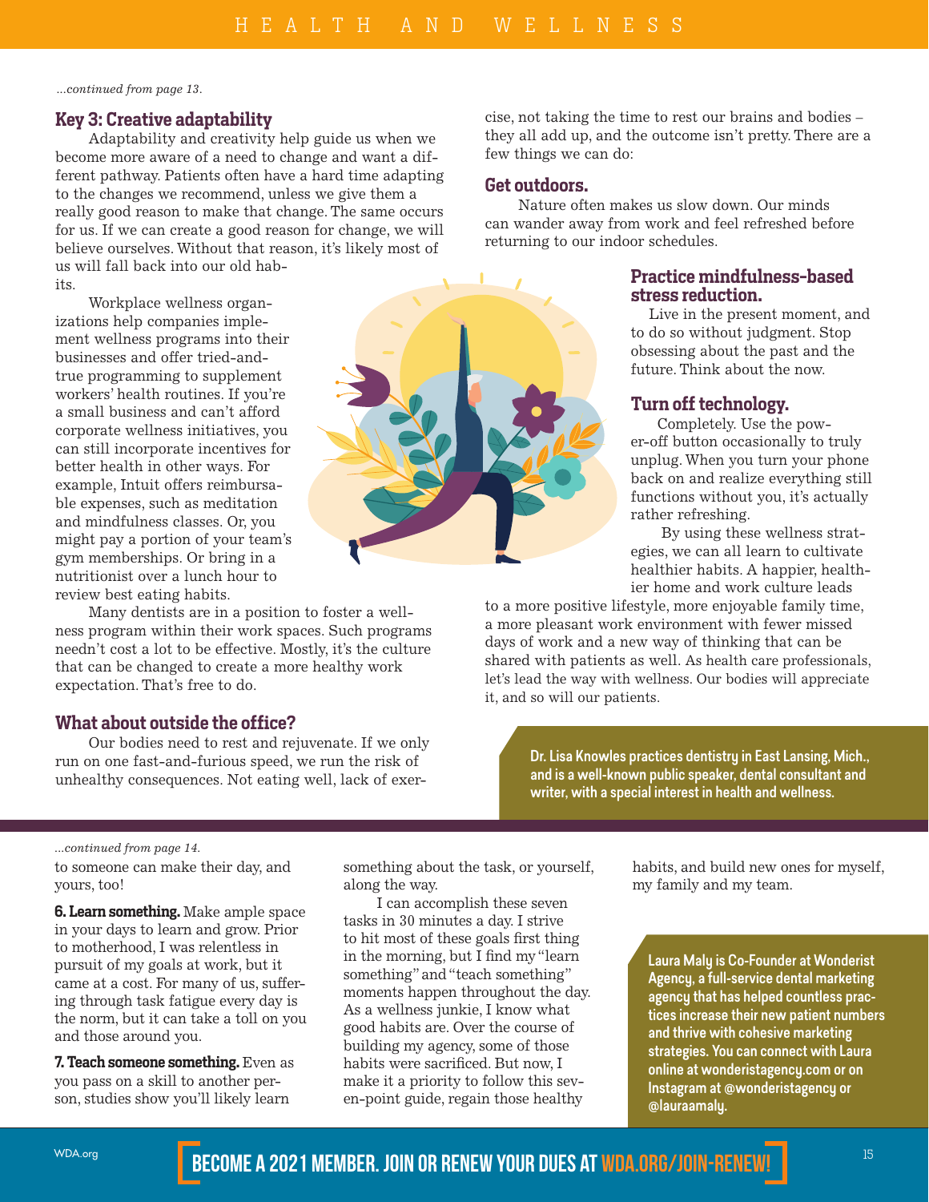*...continued from page 13.*

### Key 3: Creative adaptability

Adaptability and creativity help guide us when we become more aware of a need to change and want a different pathway. Patients often have a hard time adapting to the changes we recommend, unless we give them a really good reason to make that change. The same occurs for us. If we can create a good reason for change, we will believe ourselves. Without that reason, it's likely most of us will fall back into our old habits.

Workplace wellness organizations help companies implement wellness programs into their businesses and offer tried-and-true programming to supplement workers' health routines. If you're a small business and can't afford corporate wellness initiatives, you can still incorporate incentives for better health in other ways. For example, Intuit offers reimbursable expenses, such as meditation and mindfulness classes. Or, you might pay a portion of your team's gym memberships. Or bring in a nutritionist over a lunch hour to review best eating habits.

Many dentists are in a position to foster a wellness program within their work spaces. Such programs needn't cost a lot to be effective. Mostly, it's the culture that can be changed to create a more healthy work expectation. That's free to do.

### What about outside the office?

Our bodies need to rest and rejuvenate. If we only run on one fast-and-furious speed, we run the risk of unhealthy consequences. Not eating well, lack of exercise, not taking the time to rest our brains and bodies – they all add up, and the outcome isn't pretty. There are a few things we can do:

### Get outdoors.

Nature often makes us slow down. Our minds can wander away from work and feel refreshed before returning to our indoor schedules.

### Practice mindfulness-based stress reduction.

Live in the present moment, and to do so without judgment. Stop obsessing about the past and the future. Think about the now.

### Turn off technology.

Completely. Use the power-off button occasionally to truly unplug. When you turn your phone back on and realize everything still functions without you, it's actually rather refreshing.

By using these wellness strategies, we can all learn to cultivate healthier habits. A happier, healthier home and work culture leads to a more positive lifestyle, more enjoyable family time, a more pleasant work environment with fewer missed days of work and a new way of thinking that can be shared with patients as well. As health care professionals, let's lead the way with wellness. Our bodies will appreciate it, and so will our patients.

**Dr. Lisa Knowles practices dentistry in East Lansing, Mich., and is a well-known public speaker, dental consultant and writer, with a special interest in health and wellness.**

---

*...continued from page 14.*

to someone can make their day, and yours, too!

**6. Learn something.** Make ample space in your days to learn and grow. Prior to motherhood, I was relentless in pursuit of my goals at work, but it came at a cost. For many of us, suffering through task fatigue every day is the norm, but it can take a toll on you and those around you.

**7. Teach someone something.** Even as you pass on a skill to another person, studies show you'll likely learn something about the task, or yourself, along the way.

I can accomplish these seven tasks in 30 minutes a day. I strive to hit most of these goals first thing in the morning, but I find my "learn something" and "teach something" moments happen throughout the day. As a wellness junkie, I know what good habits are. Over the course of building my agency, some of those habits were sacrificed. But now, I make it a priority to follow this seven-point guide, regain those healthy habits, and build new ones for myself, my family and my team.

**Laura Maly is Co-Founder at Wonderist Agency, a full-service dental marketing agency that has helped countless practices increase their new patient numbers and thrive with cohesive marketing strategies. You can connect with Laura online at wonderistagency.com or on Instagram at @wonderistagency or @lauraamaly.**

**BECOME A 2021 MEMBER. JOIN OR RENEW YOUR DUES AT WDA.ORG/JOIN-RENEW!**